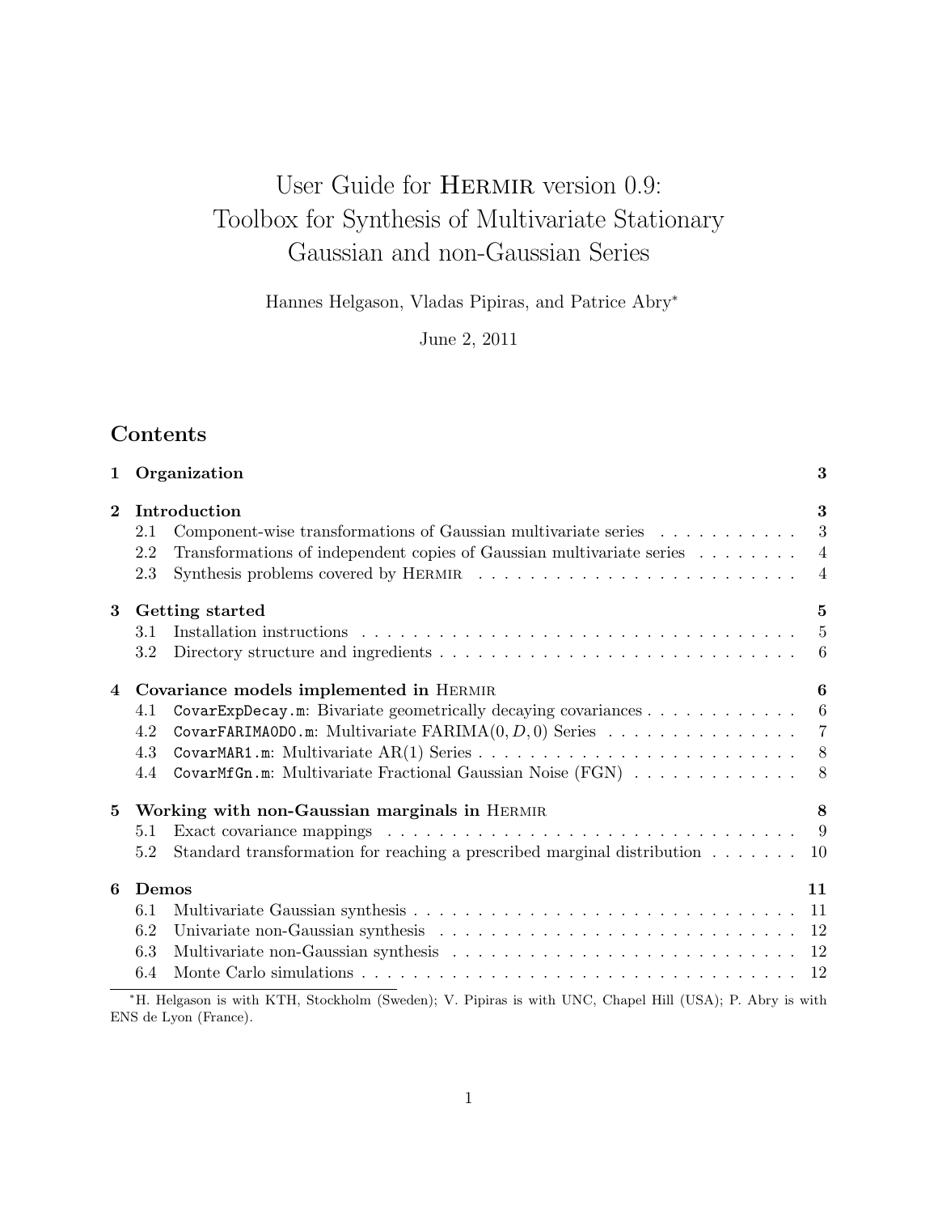# User Guide for Hermir version 0.9: Toolbox for Synthesis of Multivariate Stationary Gaussian and non-Gaussian Series

Hannes Helgason, Vladas Pipiras, and Patrice Abry*

June 2, 2011

## Contents

**1 Organization** — 3

**2 Introduction** — 3

- 2.1 Component-wise transformations of Gaussian multivariate series — 3
- 2.2 Transformations of independent copies of Gaussian multivariate series — 4
- 2.3 Synthesis problems covered by Hermir — 4

**3 Getting started** — 5

- 3.1 Installation instructions — 5
- 3.2 Directory structure and ingredients — 6

**4 Covariance models implemented in Hermir** — 6

- 4.1 `CovarExpDecay.m`: Bivariate geometrically decaying covariances — 6
- 4.2 `CovarFARIMA0D0.m`: Multivariate FARIMA$(0, D, 0)$ Series — 7
- 4.3 `CovarMAR1.m`: Multivariate AR(1) Series — 8
- 4.4 `CovarMfGn.m`: Multivariate Fractional Gaussian Noise (FGN) — 8

**5 Working with non-Gaussian marginals in Hermir** — 8

- 5.1 Exact covariance mappings — 9
- 5.2 Standard transformation for reaching a prescribed marginal distribution — 10

**6 Demos** — 11

- 6.1 Multivariate Gaussian synthesis — 11
- 6.2 Univariate non-Gaussian synthesis — 12
- 6.3 Multivariate non-Gaussian synthesis — 12
- 6.4 Monte Carlo simulations — 12

*H. Helgason is with KTH, Stockholm (Sweden); V. Pipiras is with UNC, Chapel Hill (USA); P. Abry is with ENS de Lyon (France).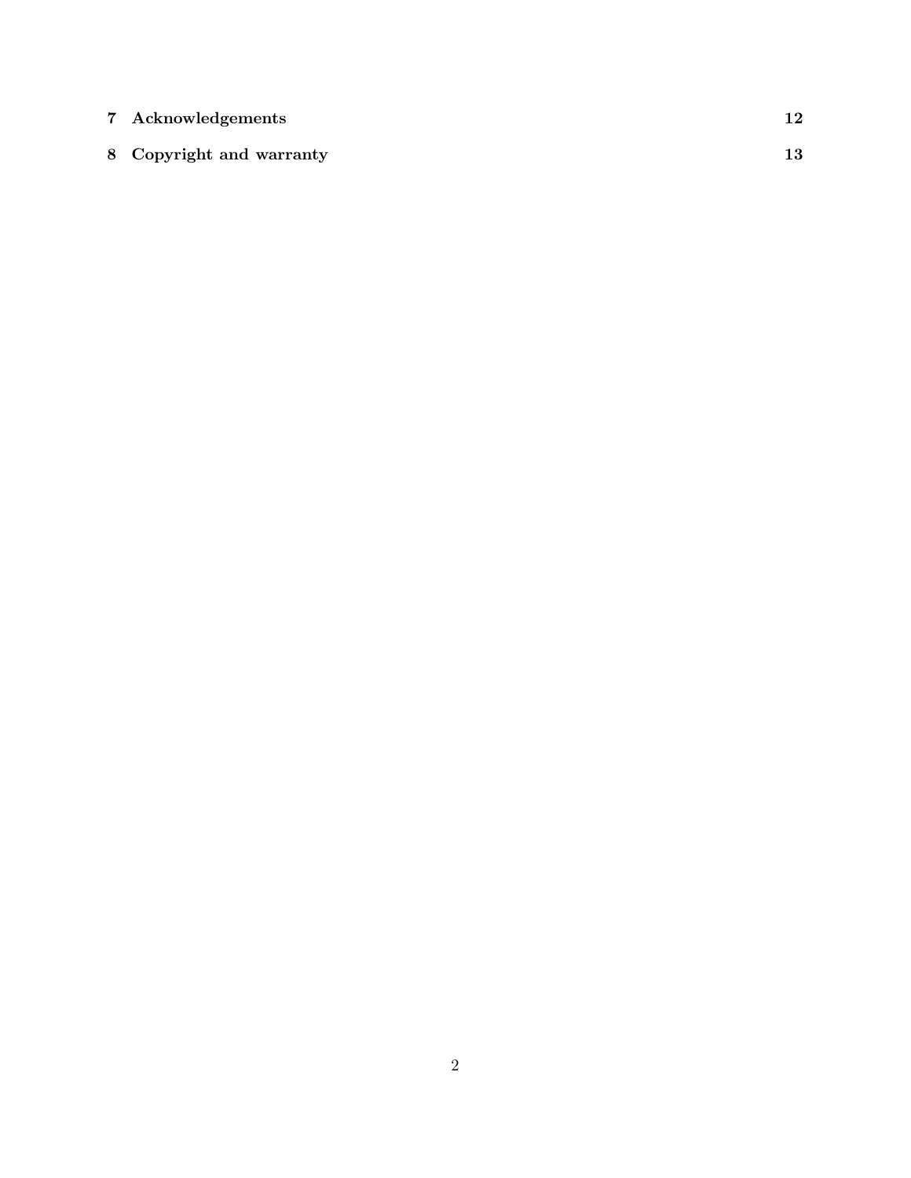**7 Acknowledgements** **12**

**8 Copyright and warranty** **13**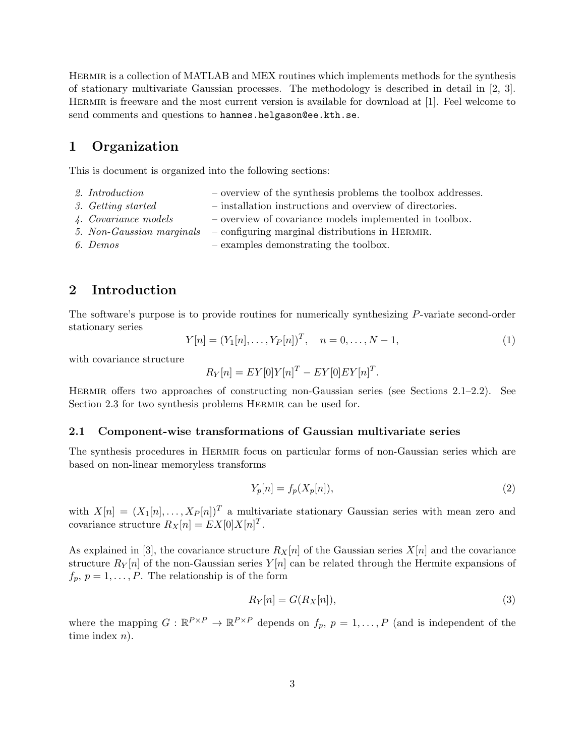HERMIR is a collection of MATLAB and MEX routines which implements methods for the synthesis of stationary multivariate Gaussian processes. The methodology is described in detail in [2, 3]. HERMIR is freeware and the most current version is available for download at [1]. Feel welcome to send comments and questions to `hannes.helgason@ee.kth.se`.

# 1 Organization

This is document is organized into the following sections:

| | |
|---|---|
| *2. Introduction* | – overview of the synthesis problems the toolbox addresses. |
| *3. Getting started* | – installation instructions and overview of directories. |
| *4. Covariance models* | – overview of covariance models implemented in toolbox. |
| *5. Non-Gaussian marginals* | – configuring marginal distributions in HERMIR. |
| *6. Demos* | – examples demonstrating the toolbox. |

# 2 Introduction

The software's purpose is to provide routines for numerically synthesizing $P$-variate second-order stationary series

$$Y[n] = (Y_1[n], \ldots, Y_P[n])^T, \quad n = 0, \ldots, N-1, \tag{1}$$

with covariance structure

$$R_Y[n] = EY[0]Y[n]^T - EY[0]EY[n]^T.$$

HERMIR offers two approaches of constructing non-Gaussian series (see Sections 2.1–2.2). See Section 2.3 for two synthesis problems HERMIR can be used for.

## 2.1 Component-wise transformations of Gaussian multivariate series

The synthesis procedures in HERMIR focus on particular forms of non-Gaussian series which are based on non-linear memoryless transforms

$$Y_p[n] = f_p(X_p[n]), \tag{2}$$

with $X[n] = (X_1[n], \ldots, X_P[n])^T$ a multivariate stationary Gaussian series with mean zero and covariance structure $R_X[n] = EX[0]X[n]^T$.

As explained in [3], the covariance structure $R_X[n]$ of the Gaussian series $X[n]$ and the covariance structure $R_Y[n]$ of the non-Gaussian series $Y[n]$ can be related through the Hermite expansions of $f_p$, $p = 1, \ldots, P$. The relationship is of the form

$$R_Y[n] = G(R_X[n]), \tag{3}$$

where the mapping $G : \mathbb{R}^{P \times P} \to \mathbb{R}^{P \times P}$ depends on $f_p$, $p = 1, \ldots, P$ (and is independent of the time index $n$).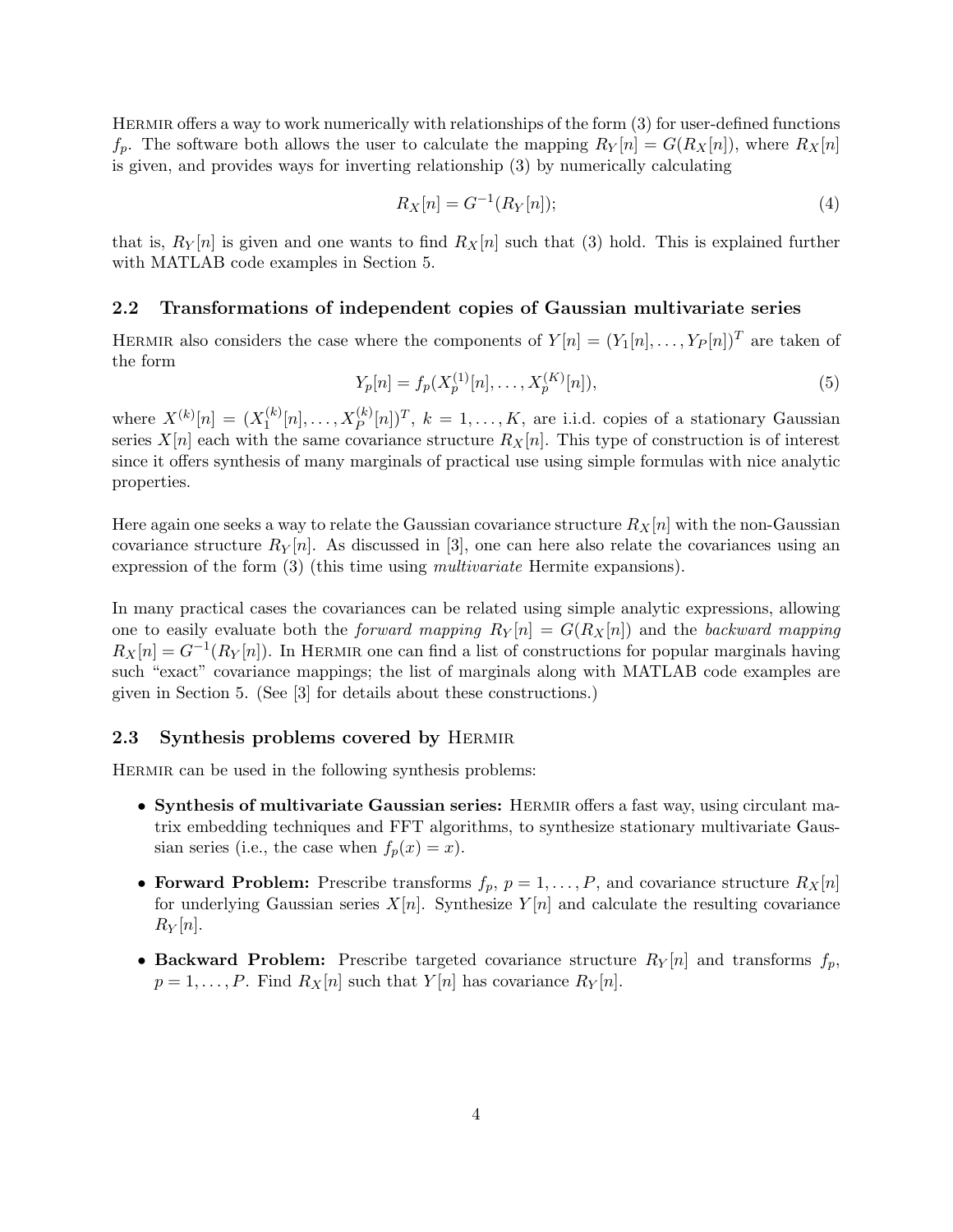HERMIR offers a way to work numerically with relationships of the form (3) for user-defined functions $f_p$. The software both allows the user to calculate the mapping $R_Y[n] = G(R_X[n])$, where $R_X[n]$ is given, and provides ways for inverting relationship (3) by numerically calculating

$$R_X[n] = G^{-1}(R_Y[n]); \tag{4}$$

that is, $R_Y[n]$ is given and one wants to find $R_X[n]$ such that (3) hold. This is explained further with MATLAB code examples in Section 5.

## 2.2 Transformations of independent copies of Gaussian multivariate series

HERMIR also considers the case where the components of $Y[n] = (Y_1[n], \dots, Y_P[n])^T$ are taken of the form

$$Y_p[n] = f_p(X_p^{(1)}[n], \dots, X_p^{(K)}[n]), \tag{5}$$

where $X^{(k)}[n] = (X_1^{(k)}[n], \dots, X_P^{(k)}[n])^T$, $k = 1, \dots, K$, are i.i.d. copies of a stationary Gaussian series $X[n]$ each with the same covariance structure $R_X[n]$. This type of construction is of interest since it offers synthesis of many marginals of practical use using simple formulas with nice analytic properties.

Here again one seeks a way to relate the Gaussian covariance structure $R_X[n]$ with the non-Gaussian covariance structure $R_Y[n]$. As discussed in [3], one can here also relate the covariances using an expression of the form (3) (this time using *multivariate* Hermite expansions).

In many practical cases the covariances can be related using simple analytic expressions, allowing one to easily evaluate both the *forward mapping* $R_Y[n] = G(R_X[n])$ and the *backward mapping* $R_X[n] = G^{-1}(R_Y[n])$. In HERMIR one can find a list of constructions for popular marginals having such "exact" covariance mappings; the list of marginals along with MATLAB code examples are given in Section 5. (See [3] for details about these constructions.)

## 2.3 Synthesis problems covered by HERMIR

HERMIR can be used in the following synthesis problems:

- **Synthesis of multivariate Gaussian series:** HERMIR offers a fast way, using circulant matrix embedding techniques and FFT algorithms, to synthesize stationary multivariate Gaussian series (i.e., the case when $f_p(x) = x$).
- **Forward Problem:** Prescribe transforms $f_p$, $p = 1, \dots, P$, and covariance structure $R_X[n]$ for underlying Gaussian series $X[n]$. Synthesize $Y[n]$ and calculate the resulting covariance $R_Y[n]$.
- **Backward Problem:** Prescribe targeted covariance structure $R_Y[n]$ and transforms $f_p$, $p = 1, \dots, P$. Find $R_X[n]$ such that $Y[n]$ has covariance $R_Y[n]$.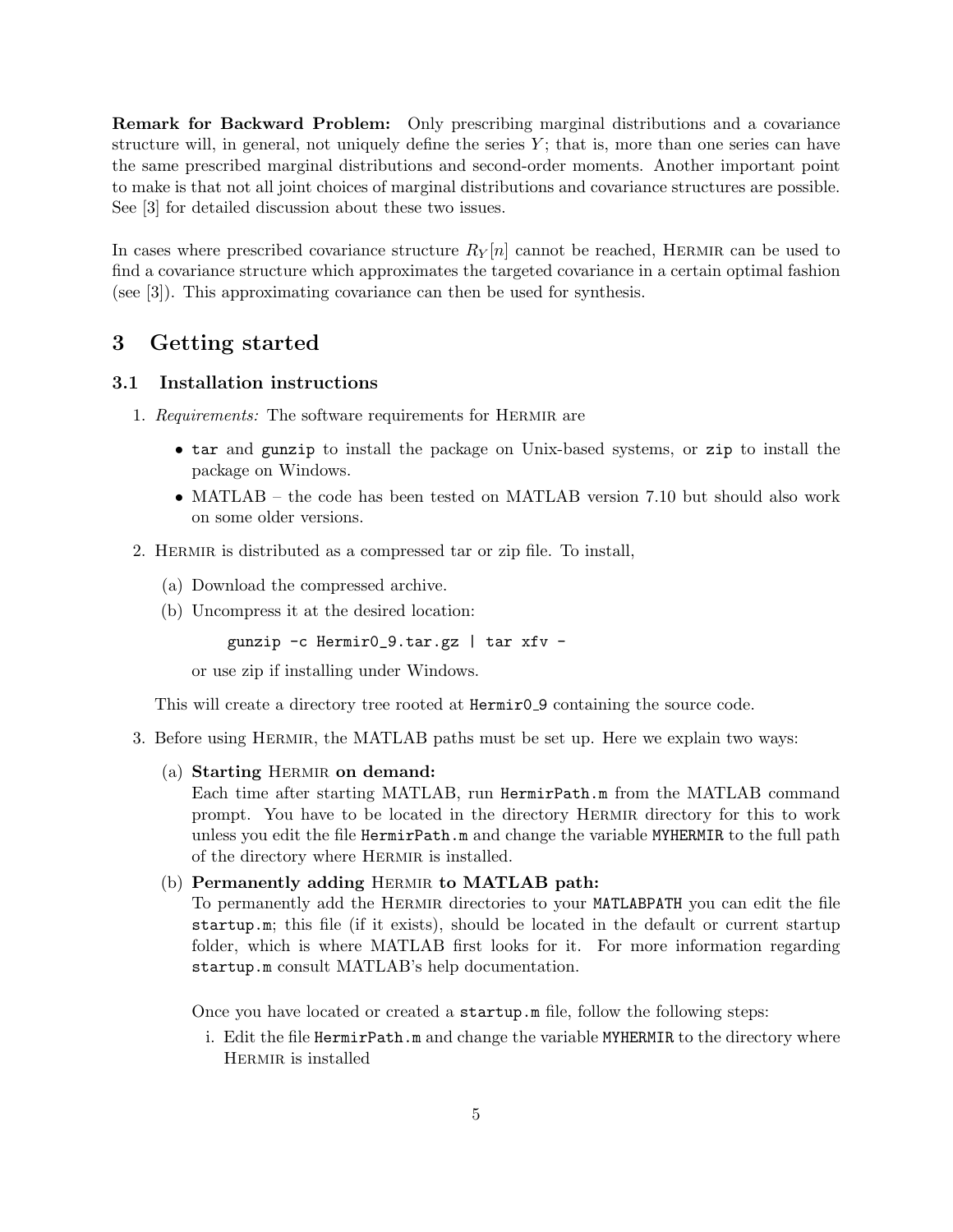**Remark for Backward Problem:** Only prescribing marginal distributions and a covariance structure will, in general, not uniquely define the series $Y$; that is, more than one series can have the same prescribed marginal distributions and second-order moments. Another important point to make is that not all joint choices of marginal distributions and covariance structures are possible. See [3] for detailed discussion about these two issues.

In cases where prescribed covariance structure $R_Y[n]$ cannot be reached, HERMIR can be used to find a covariance structure which approximates the targeted covariance in a certain optimal fashion (see [3]). This approximating covariance can then be used for synthesis.

# 3 Getting started

## 3.1 Installation instructions

1. *Requirements:* The software requirements for HERMIR are
   - `tar` and `gunzip` to install the package on Unix-based systems, or `zip` to install the package on Windows.
   - MATLAB – the code has been tested on MATLAB version 7.10 but should also work on some older versions.
2. HERMIR is distributed as a compressed tar or zip file. To install,
   (a) Download the compressed archive.
   (b) Uncompress it at the desired location:
   ```
   gunzip -c Hermir0_9.tar.gz | tar xfv -
   ```
   or use zip if installing under Windows.

   This will create a directory tree rooted at `Hermir0_9` containing the source code.
3. Before using HERMIR, the MATLAB paths must be set up. Here we explain two ways:
   (a) **Starting HERMIR on demand:**
   Each time after starting MATLAB, run `HermirPath.m` from the MATLAB command prompt. You have to be located in the directory HERMIR directory for this to work unless you edit the file `HermirPath.m` and change the variable `MYHERMIR` to the full path of the directory where HERMIR is installed.

   (b) **Permanently adding HERMIR to MATLAB path:**
   To permanently add the HERMIR directories to your `MATLABPATH` you can edit the file `startup.m`; this file (if it exists), should be located in the default or current startup folder, which is where MATLAB first looks for it. For more information regarding `startup.m` consult MATLAB's help documentation.

   Once you have located or created a `startup.m` file, follow the following steps:
   i. Edit the file `HermirPath.m` and change the variable `MYHERMIR` to the directory where HERMIR is installed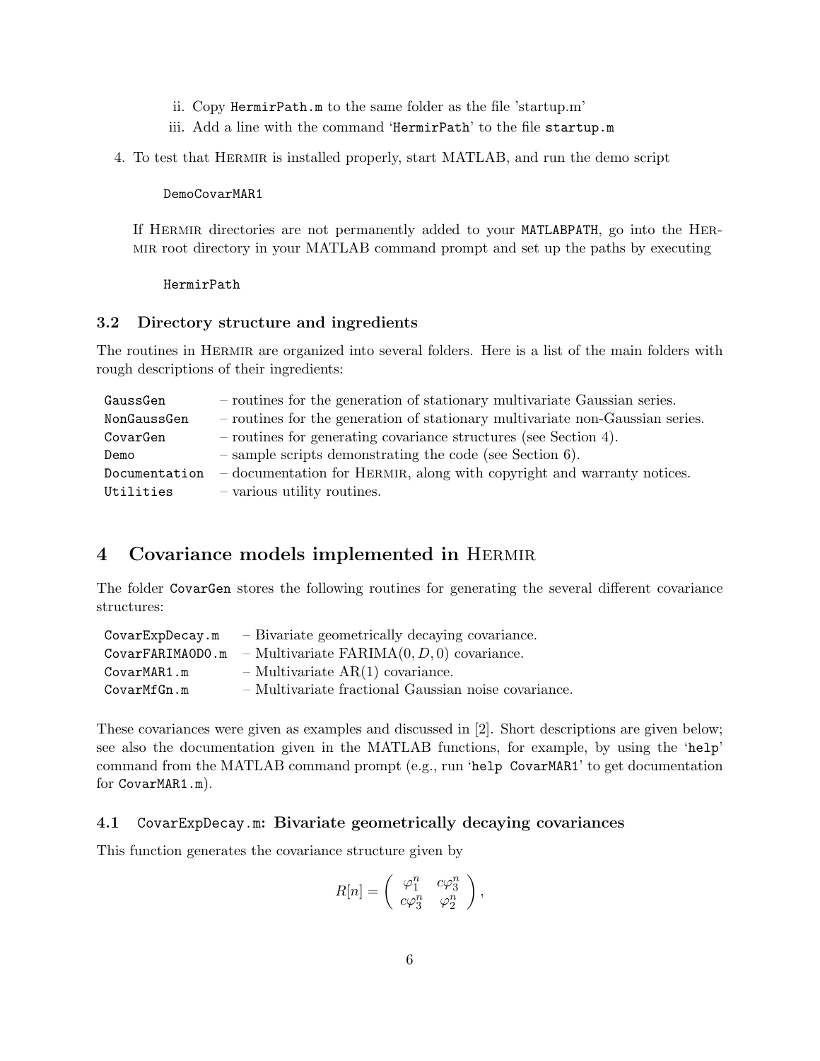ii. Copy `HermirPath.m` to the same folder as the file 'startup.m'
   iii. Add a line with the command '`HermirPath`' to the file `startup.m`

4. To test that HERMIR is installed properly, start MATLAB, and run the demo script

```
DemoCovarMAR1
```

   If HERMIR directories are not permanently added to your `MATLABPATH`, go into the HERMIR root directory in your MATLAB command prompt and set up the paths by executing

```
HermirPath
```

### 3.2 Directory structure and ingredients

The routines in HERMIR are organized into several folders. Here is a list of the main folders with rough descriptions of their ingredients:

| | |
|---|---|
| `GaussGen` | – routines for the generation of stationary multivariate Gaussian series. |
| `NonGaussGen` | – routines for the generation of stationary multivariate non-Gaussian series. |
| `CovarGen` | – routines for generating covariance structures (see Section 4). |
| `Demo` | – sample scripts demonstrating the code (see Section 6). |
| `Documentation` | – documentation for HERMIR, along with copyright and warranty notices. |
| `Utilities` | – various utility routines. |

## 4 Covariance models implemented in HERMIR

The folder `CovarGen` stores the following routines for generating the several different covariance structures:

| | |
|---|---|
| `CovarExpDecay.m` | – Bivariate geometrically decaying covariance. |
| `CovarFARIMA0D0.m` | – Multivariate FARIMA$(0, D, 0)$ covariance. |
| `CovarMAR1.m` | – Multivariate AR(1) covariance. |
| `CovarMfGn.m` | – Multivariate fractional Gaussian noise covariance. |

These covariances were given as examples and discussed in [2]. Short descriptions are given below; see also the documentation given in the MATLAB functions, for example, by using the '`help`' command from the MATLAB command prompt (e.g., run '`help CovarMAR1`' to get documentation for `CovarMAR1.m`).

### 4.1 `CovarExpDecay.m`: Bivariate geometrically decaying covariances

This function generates the covariance structure given by

$$R[n] = \begin{pmatrix} \varphi_1^n & c\varphi_3^n \\ c\varphi_3^n & \varphi_2^n \end{pmatrix},$$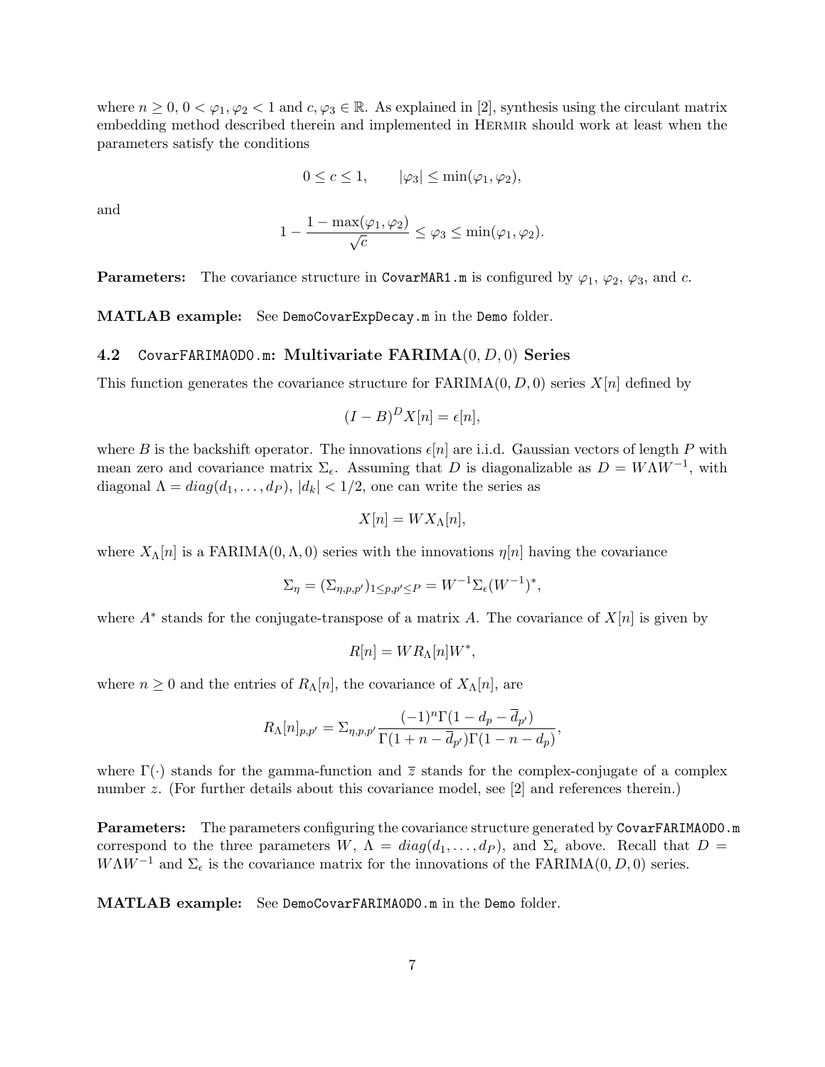where $n \geq 0$, $0 < \varphi_1, \varphi_2 < 1$ and $c, \varphi_3 \in \mathbb{R}$. As explained in [2], synthesis using the circulant matrix embedding method described therein and implemented in Hermir should work at least when the parameters satisfy the conditions

$$0 \leq c \leq 1, \qquad |\varphi_3| \leq \min(\varphi_1, \varphi_2),$$

and

$$1 - \frac{1 - \max(\varphi_1, \varphi_2)}{\sqrt{c}} \leq \varphi_3 \leq \min(\varphi_1, \varphi_2).$$

**Parameters:** The covariance structure in `CovarMAR1.m` is configured by $\varphi_1$, $\varphi_2$, $\varphi_3$, and $c$.

**MATLAB example:** See `DemoCovarExpDecay.m` in the `Demo` folder.

### 4.2 `CovarFARIMA0D0.m`: Multivariate FARIMA$(0, D, 0)$ Series

This function generates the covariance structure for FARIMA$(0, D, 0)$ series $X[n]$ defined by

$$(I - B)^D X[n] = \epsilon[n],$$

where $B$ is the backshift operator. The innovations $\epsilon[n]$ are i.i.d. Gaussian vectors of length $P$ with mean zero and covariance matrix $\Sigma_\epsilon$. Assuming that $D$ is diagonalizable as $D = W\Lambda W^{-1}$, with diagonal $\Lambda = diag(d_1, \ldots, d_P)$, $|d_k| < 1/2$, one can write the series as

$$X[n] = W X_\Lambda[n],$$

where $X_\Lambda[n]$ is a FARIMA$(0, \Lambda, 0)$ series with the innovations $\eta[n]$ having the covariance

$$\Sigma_\eta = (\Sigma_{\eta,p,p'})_{1 \leq p,p' \leq P} = W^{-1} \Sigma_\epsilon (W^{-1})^*,$$

where $A^*$ stands for the conjugate-transpose of a matrix $A$. The covariance of $X[n]$ is given by

$$R[n] = W R_\Lambda[n] W^*,$$

where $n \geq 0$ and the entries of $R_\Lambda[n]$, the covariance of $X_\Lambda[n]$, are

$$R_\Lambda[n]_{p,p'} = \Sigma_{\eta,p,p'} \frac{(-1)^n \Gamma(1 - d_p - \overline{d}_{p'})}{\Gamma(1 + n - \overline{d}_{p'}) \Gamma(1 - n - d_p)},$$

where $\Gamma(\cdot)$ stands for the gamma-function and $\overline{z}$ stands for the complex-conjugate of a complex number $z$. (For further details about this covariance model, see [2] and references therein.)

**Parameters:** The parameters configuring the covariance structure generated by `CovarFARIMA0D0.m` correspond to the three parameters $W$, $\Lambda = diag(d_1, \ldots, d_P)$, and $\Sigma_\epsilon$ above. Recall that $D = W\Lambda W^{-1}$ and $\Sigma_\epsilon$ is the covariance matrix for the innovations of the FARIMA$(0, D, 0)$ series.

**MATLAB example:** See `DemoCovarFARIMA0D0.m` in the `Demo` folder.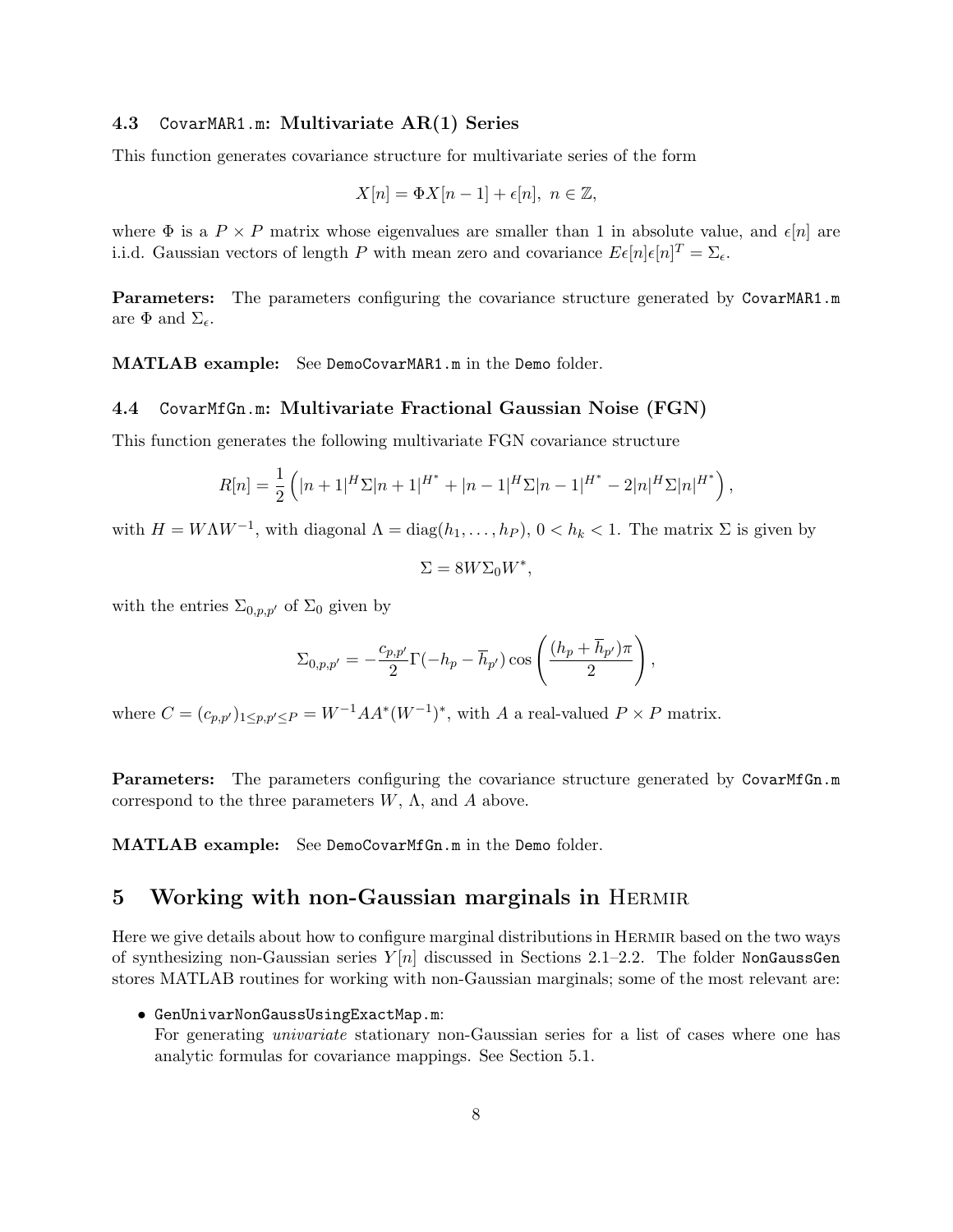### 4.3 `CovarMAR1.m`: Multivariate AR(1) Series

This function generates covariance structure for multivariate series of the form

$$X[n] = \Phi X[n-1] + \epsilon[n],\ n \in \mathbb{Z},$$

where $\Phi$ is a $P \times P$ matrix whose eigenvalues are smaller than 1 in absolute value, and $\epsilon[n]$ are i.i.d. Gaussian vectors of length $P$ with mean zero and covariance $E\epsilon[n]\epsilon[n]^T = \Sigma_\epsilon$.

**Parameters:** The parameters configuring the covariance structure generated by `CovarMAR1.m` are $\Phi$ and $\Sigma_\epsilon$.

**MATLAB example:** See `DemoCovarMAR1.m` in the `Demo` folder.

### 4.4 `CovarMfGn.m`: Multivariate Fractional Gaussian Noise (FGN)

This function generates the following multivariate FGN covariance structure

$$R[n] = \frac{1}{2}\left(|n+1|^H \Sigma |n+1|^{H^*} + |n-1|^H \Sigma |n-1|^{H^*} - 2|n|^H \Sigma |n|^{H^*}\right),$$

with $H = W\Lambda W^{-1}$, with diagonal $\Lambda = \mathrm{diag}(h_1, \ldots, h_P)$, $0 < h_k < 1$. The matrix $\Sigma$ is given by

$$\Sigma = 8W\Sigma_0 W^*,$$

with the entries $\Sigma_{0,p,p'}$ of $\Sigma_0$ given by

$$\Sigma_{0,p,p'} = -\frac{c_{p,p'}}{2}\Gamma(-h_p - \overline{h}_{p'})\cos\left(\frac{(h_p + \overline{h}_{p'})\pi}{2}\right),$$

where $C = (c_{p,p'})_{1 \le p,p' \le P} = W^{-1}AA^*(W^{-1})^*$, with $A$ a real-valued $P \times P$ matrix.

**Parameters:** The parameters configuring the covariance structure generated by `CovarMfGn.m` correspond to the three parameters $W$, $\Lambda$, and $A$ above.

**MATLAB example:** See `DemoCovarMfGn.m` in the `Demo` folder.

## 5 Working with non-Gaussian marginals in HERMIR

Here we give details about how to configure marginal distributions in HERMIR based on the two ways of synthesizing non-Gaussian series $Y[n]$ discussed in Sections 2.1–2.2. The folder `NonGaussGen` stores MATLAB routines for working with non-Gaussian marginals; some of the most relevant are:

- `GenUnivarNonGaussUsingExactMap.m`:
  For generating *univariate* stationary non-Gaussian series for a list of cases where one has analytic formulas for covariance mappings. See Section 5.1.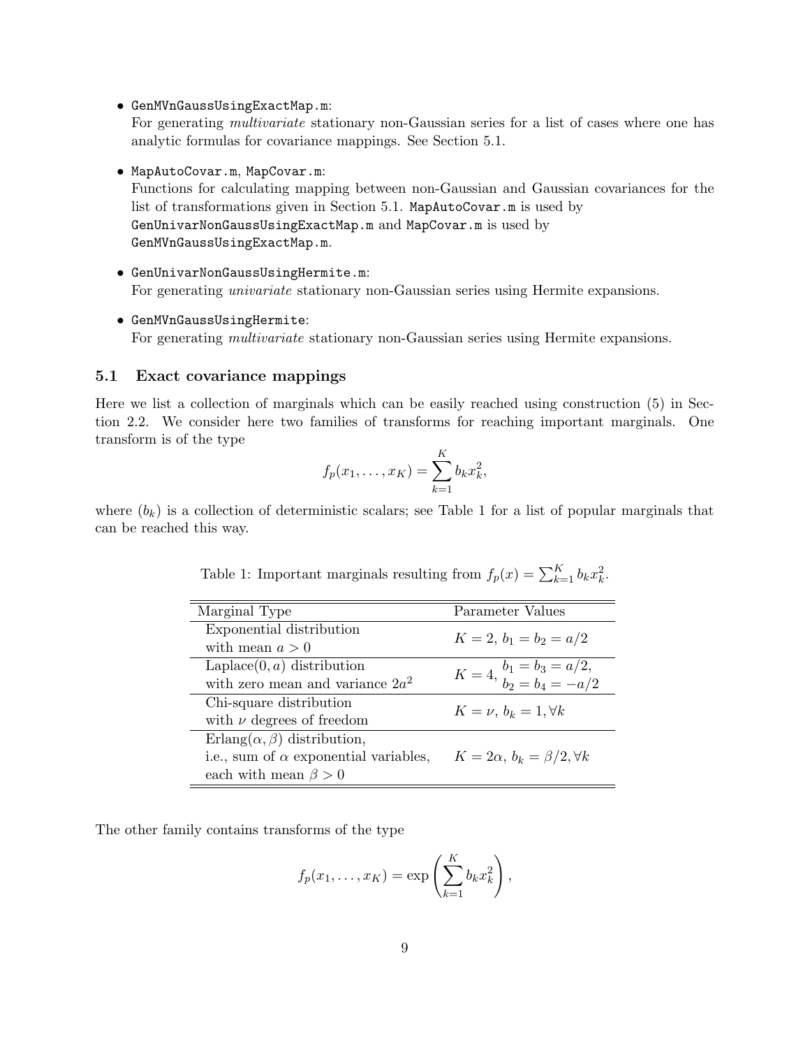- `GenMVnGaussUsingExactMap.m`:
  For generating *multivariate* stationary non-Gaussian series for a list of cases where one has analytic formulas for covariance mappings. See Section 5.1.

- `MapAutoCovar.m`, `MapCovar.m`:
  Functions for calculating mapping between non-Gaussian and Gaussian covariances for the list of transformations given in Section 5.1. `MapAutoCovar.m` is used by `GenUnivarNonGaussUsingExactMap.m` and `MapCovar.m` is used by `GenMVnGaussUsingExactMap.m`.

- `GenUnivarNonGaussUsingHermite.m`:
  For generating *univariate* stationary non-Gaussian series using Hermite expansions.

- `GenMVnGaussUsingHermite`:
  For generating *multivariate* stationary non-Gaussian series using Hermite expansions.

## 5.1 Exact covariance mappings

Here we list a collection of marginals which can be easily reached using construction (5) in Section 2.2. We consider here two families of transforms for reaching important marginals. One transform is of the type

$$f_p(x_1, \ldots, x_K) = \sum_{k=1}^{K} b_k x_k^2,$$

where $(b_k)$ is a collection of deterministic scalars; see Table 1 for a list of popular marginals that can be reached this way.

Table 1: Important marginals resulting from $f_p(x) = \sum_{k=1}^{K} b_k x_k^2$.

| Marginal Type | Parameter Values |
|---|---|
| Exponential distribution with mean $a > 0$ | $K = 2$, $b_1 = b_2 = a/2$ |
| Laplace$(0, a)$ distribution with zero mean and variance $2a^2$ | $K = 4$, $b_1 = b_3 = a/2$, $b_2 = b_4 = -a/2$ |
| Chi-square distribution with $\nu$ degrees of freedom | $K = \nu$, $b_k = 1, \forall k$ |
| Erlang$(\alpha, \beta)$ distribution, i.e., sum of $\alpha$ exponential variables, each with mean $\beta > 0$ | $K = 2\alpha$, $b_k = \beta/2, \forall k$ |

The other family contains transforms of the type

$$f_p(x_1, \ldots, x_K) = \exp\left(\sum_{k=1}^{K} b_k x_k^2\right),$$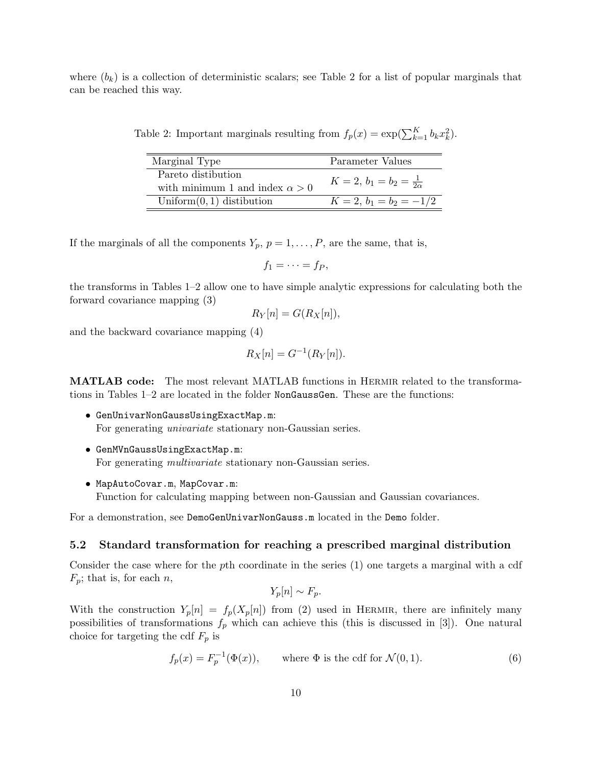where $(b_k)$ is a collection of deterministic scalars; see Table 2 for a list of popular marginals that can be reached this way.

Table 2: Important marginals resulting from $f_p(x) = \exp(\sum_{k=1}^{K} b_k x_k^2)$.

| Marginal Type | Parameter Values |
| --- | --- |
| Pareto distibution with minimum 1 and index $\alpha > 0$ | $K = 2,\ b_1 = b_2 = \frac{1}{2\alpha}$ |
| Uniform$(0, 1)$ distibution | $K = 2,\ b_1 = b_2 = -1/2$ |

If the marginals of all the components $Y_p$, $p = 1, \dots, P$, are the same, that is,

$$f_1 = \cdots = f_P,$$

the transforms in Tables 1–2 allow one to have simple analytic expressions for calculating both the forward covariance mapping (3)

$$R_Y[n] = G(R_X[n]),$$

and the backward covariance mapping (4)

$$R_X[n] = G^{-1}(R_Y[n]).$$

**MATLAB code:** The most relevant MATLAB functions in HERMIR related to the transformations in Tables 1–2 are located in the folder `NonGaussGen`. These are the functions:

- `GenUnivarNonGaussUsingExactMap.m`:
  For generating *univariate* stationary non-Gaussian series.
- `GenMVnGaussUsingExactMap.m`:
  For generating *multivariate* stationary non-Gaussian series.
- `MapAutoCovar.m`, `MapCovar.m`:
  Function for calculating mapping between non-Gaussian and Gaussian covariances.

For a demonstration, see `DemoGenUnivarNonGauss.m` located in the `Demo` folder.

### 5.2 Standard transformation for reaching a prescribed marginal distribution

Consider the case where for the $p$th coordinate in the series (1) one targets a marginal with a cdf $F_p$; that is, for each $n$,

$$Y_p[n] \sim F_p.$$

With the construction $Y_p[n] = f_p(X_p[n])$ from (2) used in HERMIR, there are infinitely many possibilities of transformations $f_p$ which can achieve this (this is discussed in [3]). One natural choice for targeting the cdf $F_p$ is

$$f_p(x) = F_p^{-1}(\Phi(x)), \qquad \text{where } \Phi \text{ is the cdf for } \mathcal{N}(0, 1). \tag{6}$$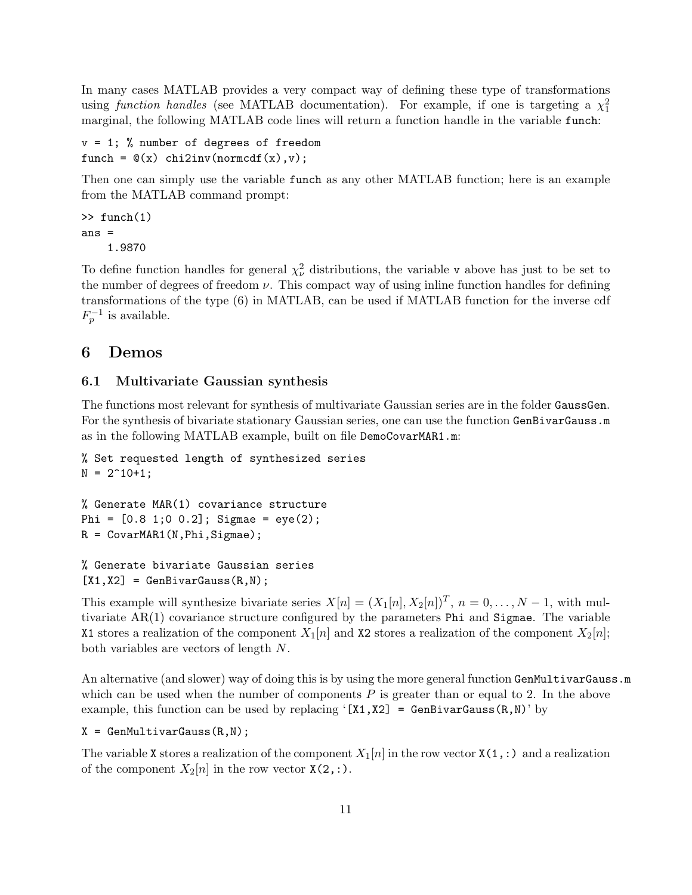In many cases MATLAB provides a very compact way of defining these type of transformations using *function handles* (see MATLAB documentation). For example, if one is targeting a $\chi_1^2$ marginal, the following MATLAB code lines will return a function handle in the variable `funch`:

```
v = 1; % number of degrees of freedom
funch = @(x) chi2inv(normcdf(x),v);
```

Then one can simply use the variable `funch` as any other MATLAB function; here is an example from the MATLAB command prompt:

```
>> funch(1)
ans =
    1.9870
```

To define function handles for general $\chi_\nu^2$ distributions, the variable `v` above has just to be set to the number of degrees of freedom $\nu$. This compact way of using inline function handles for defining transformations of the type (6) in MATLAB, can be used if MATLAB function for the inverse cdf $F_p^{-1}$ is available.

# 6 Demos

## 6.1 Multivariate Gaussian synthesis

The functions most relevant for synthesis of multivariate Gaussian series are in the folder `GaussGen`. For the synthesis of bivariate stationary Gaussian series, one can use the function `GenBivarGauss.m` as in the following MATLAB example, built on file `DemoCovarMAR1.m`:

```
% Set requested length of synthesized series
N = 2^10+1;

% Generate MAR(1) covariance structure
Phi = [0.8 1;0 0.2]; Sigmae = eye(2);
R = CovarMAR1(N,Phi,Sigmae);

% Generate bivariate Gaussian series
[X1,X2] = GenBivarGauss(R,N);
```

This example will synthesize bivariate series $X[n] = (X_1[n], X_2[n])^T$, $n = 0, \ldots, N-1$, with multivariate AR(1) covariance structure configured by the parameters `Phi` and `Sigmae`. The variable `X1` stores a realization of the component $X_1[n]$ and `X2` stores a realization of the component $X_2[n]$; both variables are vectors of length $N$.

An alternative (and slower) way of doing this is by using the more general function `GenMultivarGauss.m` which can be used when the number of components $P$ is greater than or equal to 2. In the above example, this function can be used by replacing '`[X1,X2] = GenBivarGauss(R,N)`' by

```
X = GenMultivarGauss(R,N);
```

The variable `X` stores a realization of the component $X_1[n]$ in the row vector `X(1,:)` and a realization of the component $X_2[n]$ in the row vector `X(2,:)`.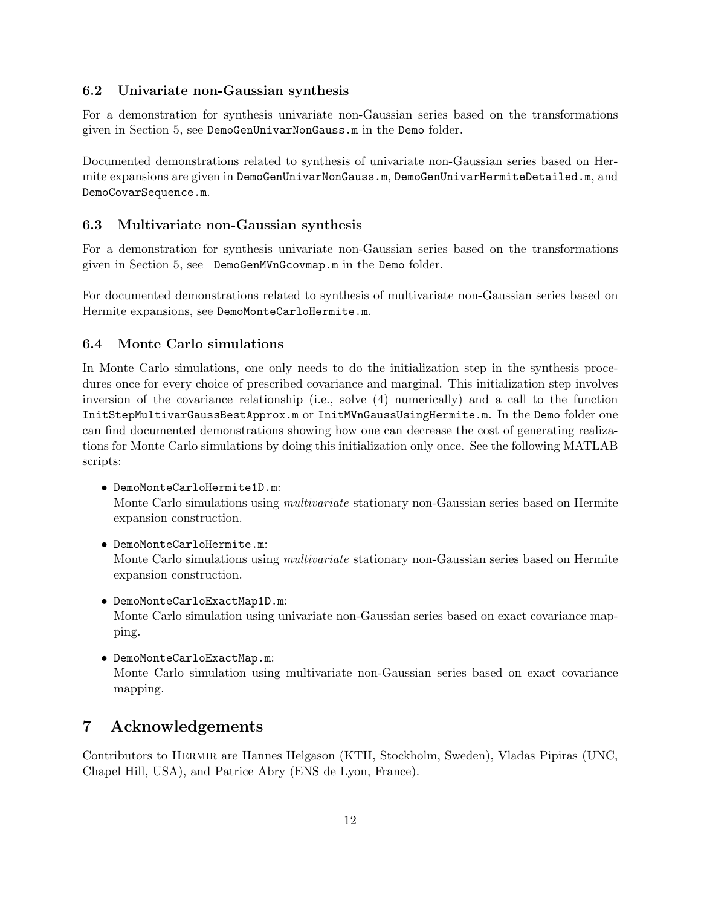### 6.2 Univariate non-Gaussian synthesis

For a demonstration for synthesis univariate non-Gaussian series based on the transformations given in Section 5, see `DemoGenUnivarNonGauss.m` in the `Demo` folder.

Documented demonstrations related to synthesis of univariate non-Gaussian series based on Hermite expansions are given in `DemoGenUnivarNonGauss.m`, `DemoGenUnivarHermiteDetailed.m`, and `DemoCovarSequence.m`.

### 6.3 Multivariate non-Gaussian synthesis

For a demonstration for synthesis univariate non-Gaussian series based on the transformations given in Section 5, see `DemoGenMVnGcovmap.m` in the `Demo` folder.

For documented demonstrations related to synthesis of multivariate non-Gaussian series based on Hermite expansions, see `DemoMonteCarloHermite.m`.

### 6.4 Monte Carlo simulations

In Monte Carlo simulations, one only needs to do the initialization step in the synthesis procedures once for every choice of prescribed covariance and marginal. This initialization step involves inversion of the covariance relationship (i.e., solve (4) numerically) and a call to the function `InitStepMultivarGaussBestApprox.m` or `InitMVnGaussUsingHermite.m`. In the `Demo` folder one can find documented demonstrations showing how one can decrease the cost of generating realizations for Monte Carlo simulations by doing this initialization only once. See the following MATLAB scripts:

- `DemoMonteCarloHermite1D.m`:
  Monte Carlo simulations using *multivariate* stationary non-Gaussian series based on Hermite expansion construction.
- `DemoMonteCarloHermite.m`:
  Monte Carlo simulations using *multivariate* stationary non-Gaussian series based on Hermite expansion construction.
- `DemoMonteCarloExactMap1D.m`:
  Monte Carlo simulation using univariate non-Gaussian series based on exact covariance mapping.
- `DemoMonteCarloExactMap.m`:
  Monte Carlo simulation using multivariate non-Gaussian series based on exact covariance mapping.

## 7 Acknowledgements

Contributors to HERMIR are Hannes Helgason (KTH, Stockholm, Sweden), Vladas Pipiras (UNC, Chapel Hill, USA), and Patrice Abry (ENS de Lyon, France).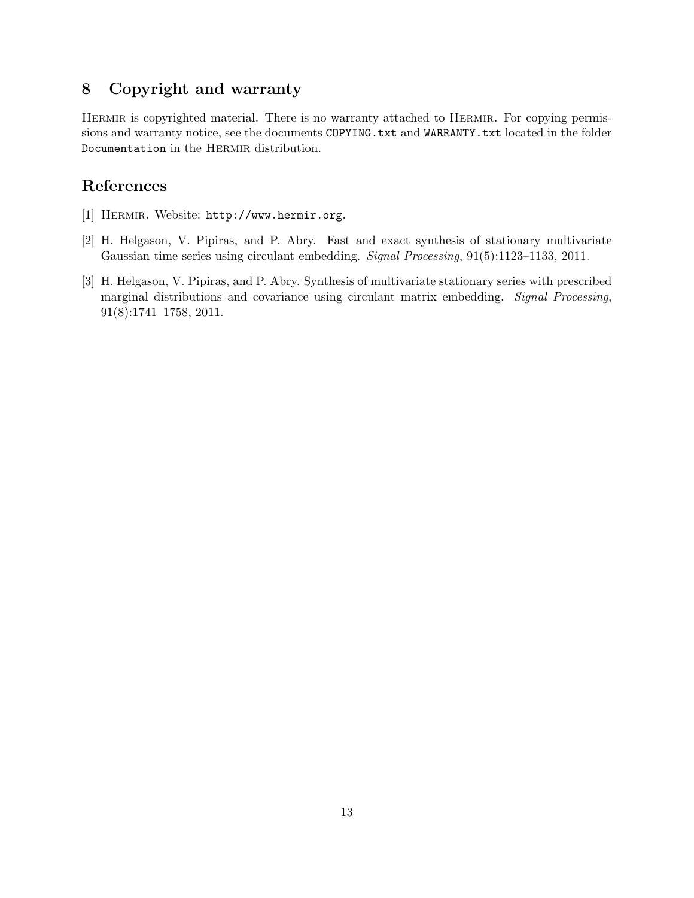## 8 Copyright and warranty

Hermir is copyrighted material. There is no warranty attached to Hermir. For copying permissions and warranty notice, see the documents `COPYING.txt` and `WARRANTY.txt` located in the folder `Documentation` in the Hermir distribution.

## References

[1] Hermir. Website: `http://www.hermir.org`.

[2] H. Helgason, V. Pipiras, and P. Abry. Fast and exact synthesis of stationary multivariate Gaussian time series using circulant embedding. *Signal Processing*, 91(5):1123–1133, 2011.

[3] H. Helgason, V. Pipiras, and P. Abry. Synthesis of multivariate stationary series with prescribed marginal distributions and covariance using circulant matrix embedding. *Signal Processing*, 91(8):1741–1758, 2011.